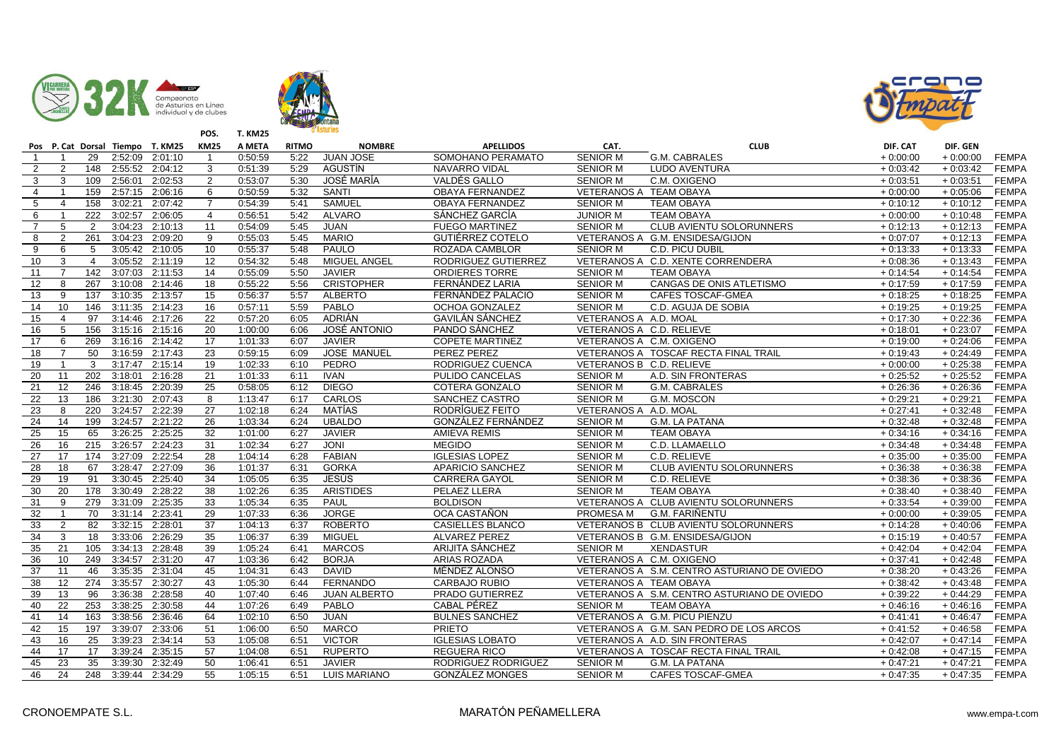| Pos | P. Cat | Dorsal | Tiempo | T. KM25 | POS. KM25 | T. KM25 A META | RITMO | NOMBRE | APELLIDOS | CAT. | CLUB | DIF. CAT | DIF. GEN | |
|---|---|---|---|---|---|---|---|---|---|---|---|---|---|---|
| 1 | 1 | 29 | 2:52:09 | 2:01:10 | 1 | 0:50:59 | 5:22 | JUAN JOSE | SOMOHANO PERAMATO | SENIOR M | G.M. CABRALES | + 0:00:00 | + 0:00:00 | FEMPA |
| 2 | 2 | 148 | 2:55:52 | 2:04:12 | 3 | 0:51:39 | 5:29 | AGUSTÍN | NAVARRO VIDAL | SENIOR M | LUDO AVENTURA | + 0:03:42 | + 0:03:42 | FEMPA |
| 3 | 3 | 109 | 2:56:01 | 2:02:53 | 2 | 0:53:07 | 5:30 | JOSÉ MARÍA | VALDÉS GALLO | SENIOR M | C.M. OXIGENO | + 0:03:51 | + 0:03:51 | FEMPA |
| 4 | 1 | 159 | 2:57:15 | 2:06:16 | 6 | 0:50:59 | 5:32 | SANTI | OBAYA FERNANDEZ | VETERANOS A | TEAM OBAYA | + 0:00:00 | + 0:05:06 | FEMPA |
| 5 | 4 | 158 | 3:02:21 | 2:07:42 | 7 | 0:54:39 | 5:41 | SAMUEL | OBAYA FERNANDEZ | SENIOR M | TEAM OBAYA | + 0:10:12 | + 0:10:12 | FEMPA |
| 6 | 1 | 222 | 3:02:57 | 2:06:05 | 4 | 0:56:51 | 5:42 | ALVARO | SÁNCHEZ GARCÍA | JUNIOR M | TEAM OBAYA | + 0:00:00 | + 0:10:48 | FEMPA |
| 7 | 5 | 2 | 3:04:23 | 2:10:13 | 11 | 0:54:09 | 5:45 | JUAN | FUEGO MARTINEZ | SENIOR M | CLUB AVIENTU SOLORUNNERS | + 0:12:13 | + 0:12:13 | FEMPA |
| 8 | 2 | 261 | 3:04:23 | 2:09:20 | 9 | 0:55:03 | 5:45 | MARIO | GUTIÉRREZ COTELO | VETERANOS A | G.M. ENSIDESA/GIJON | + 0:07:07 | + 0:12:13 | FEMPA |
| 9 | 6 | 5 | 3:05:42 | 2:10:05 | 10 | 0:55:37 | 5:48 | PAULO | ROZADA CAMBLOR | SENIOR M | C.D. PICU DUBIL | + 0:13:33 | + 0:13:33 | FEMPA |
| 10 | 3 | 4 | 3:05:52 | 2:11:19 | 12 | 0:54:32 | 5:48 | MIGUEL ANGEL | RODRIGUEZ GUTIERREZ | VETERANOS A | C.D. XENTE CORRENDERA | + 0:08:36 | + 0:13:43 | FEMPA |
| 11 | 7 | 142 | 3:07:03 | 2:11:53 | 14 | 0:55:09 | 5:50 | JAVIER | ORDIERES TORRE | SENIOR M | TEAM OBAYA | + 0:14:54 | + 0:14:54 | FEMPA |
| 12 | 8 | 267 | 3:10:08 | 2:14:46 | 18 | 0:55:22 | 5:56 | CRISTOPHER | FERNÁNDEZ LARIA | SENIOR M | CANGAS DE ONIS ATLETISMO | + 0:17:59 | + 0:17:59 | FEMPA |
| 13 | 9 | 137 | 3:10:35 | 2:13:57 | 15 | 0:56:37 | 5:57 | ALBERTO | FERNÁNDEZ PALACIO | SENIOR M | CAFES TOSCAF-GMEA | + 0:18:25 | + 0:18:25 | FEMPA |
| 14 | 10 | 146 | 3:11:35 | 2:14:23 | 16 | 0:57:11 | 5:59 | PABLO | OCHOA GONZALEZ | SENIOR M | C.D. AGUJA DE SOBIA | + 0:19:25 | + 0:19:25 | FEMPA |
| 15 | 4 | 97 | 3:14:46 | 2:17:26 | 22 | 0:57:20 | 6:05 | ADRIÁN | GAVILÁN SÁNCHEZ | VETERANOS A | A.D. MOAL | + 0:17:30 | + 0:22:36 | FEMPA |
| 16 | 5 | 156 | 3:15:16 | 2:15:16 | 20 | 1:00:00 | 6:06 | JOSÉ ANTONIO | PANDO SÁNCHEZ | VETERANOS A | C.D. RELIEVE | + 0:18:01 | + 0:23:07 | FEMPA |
| 17 | 6 | 269 | 3:16:16 | 2:14:42 | 17 | 1:01:33 | 6:07 | JAVIER | COPETE MARTINEZ | VETERANOS A | C.M. OXIGENO | + 0:19:00 | + 0:24:06 | FEMPA |
| 18 | 7 | 50 | 3:16:59 | 2:17:43 | 23 | 0:59:15 | 6:09 | JOSE MANUEL | PEREZ PEREZ | VETERANOS A | TOSCAF RECTA FINAL TRAIL | + 0:19:43 | + 0:24:49 | FEMPA |
| 19 | 1 | 3 | 3:17:47 | 2:15:14 | 19 | 1:02:33 | 6:10 | PEDRO | RODRIGUEZ CUENCA | VETERANOS B | C.D. RELIEVE | + 0:00:00 | + 0:25:38 | FEMPA |
| 20 | 11 | 202 | 3:18:01 | 2:16:28 | 21 | 1:01:33 | 6:11 | IVAN | PULIDO CANCELAS | SENIOR M | A.D. SIN FRONTERAS | + 0:25:52 | + 0:25:52 | FEMPA |
| 21 | 12 | 246 | 3:18:45 | 2:20:39 | 25 | 0:58:05 | 6:12 | DIEGO | COTERA GONZALO | SENIOR M | G.M. CABRALES | + 0:26:36 | + 0:26:36 | FEMPA |
| 22 | 13 | 186 | 3:21:30 | 2:07:43 | 8 | 1:13:47 | 6:17 | CARLOS | SANCHEZ CASTRO | SENIOR M | G.M. MOSCON | + 0:29:21 | + 0:29:21 | FEMPA |
| 23 | 8 | 220 | 3:24:57 | 2:22:39 | 27 | 1:02:18 | 6:24 | MATÍAS | RODRÍGUEZ FEITO | VETERANOS A | A.D. MOAL | + 0:27:41 | + 0:32:48 | FEMPA |
| 24 | 14 | 199 | 3:24:57 | 2:21:22 | 26 | 1:03:34 | 6:24 | UBALDO | GONZÁLEZ FERNÁNDEZ | SENIOR M | G.M. LA PATANA | + 0:32:48 | + 0:32:48 | FEMPA |
| 25 | 15 | 65 | 3:26:25 | 2:25:25 | 32 | 1:01:00 | 6:27 | JAVIER | AMIEVA REMIS | SENIOR M | TEAM OBAYA | + 0:34:16 | + 0:34:16 | FEMPA |
| 26 | 16 | 215 | 3:26:57 | 2:24:23 | 31 | 1:02:34 | 6:27 | JONI | MEGIDO | SENIOR M | C.D. LLAMAELLO | + 0:34:48 | + 0:34:48 | FEMPA |
| 27 | 17 | 174 | 3:27:09 | 2:22:54 | 28 | 1:04:14 | 6:28 | FABIAN | IGLESIAS LOPEZ | SENIOR M | C.D. RELIEVE | + 0:35:00 | + 0:35:00 | FEMPA |
| 28 | 18 | 67 | 3:28:47 | 2:27:09 | 36 | 1:01:37 | 6:31 | GORKA | APARICIO SANCHEZ | SENIOR M | CLUB AVIENTU SOLORUNNERS | + 0:36:38 | + 0:36:38 | FEMPA |
| 29 | 19 | 91 | 3:30:45 | 2:25:40 | 34 | 1:05:05 | 6:35 | JESÚS | CARRERA GAYOL | SENIOR M | C.D. RELIEVE | + 0:38:36 | + 0:38:36 | FEMPA |
| 30 | 20 | 178 | 3:30:49 | 2:28:22 | 38 | 1:02:26 | 6:35 | ARISTIDES | PELAEZ LLERA | SENIOR M | TEAM OBAYA | + 0:38:40 | + 0:38:40 | FEMPA |
| 31 | 9 | 279 | 3:31:09 | 2:25:35 | 33 | 1:05:34 | 6:35 | PAUL | BOLDISON | VETERANOS A | CLUB AVIENTU SOLORUNNERS | + 0:33:54 | + 0:39:00 | FEMPA |
| 32 | 1 | 70 | 3:31:14 | 2:23:41 | 29 | 1:07:33 | 6:36 | JORGE | OCA CASTAÑON | PROMESA M | G.M. FARIÑENTU | + 0:00:00 | + 0:39:05 | FEMPA |
| 33 | 2 | 82 | 3:32:15 | 2:28:01 | 37 | 1:04:13 | 6:37 | ROBERTO | CASIELLES BLANCO | VETERANOS B | CLUB AVIENTU SOLORUNNERS | + 0:14:28 | + 0:40:06 | FEMPA |
| 34 | 3 | 18 | 3:33:06 | 2:26:29 | 35 | 1:06:37 | 6:39 | MIGUEL | ALVAREZ PEREZ | VETERANOS B | G.M. ENSIDESA/GIJON | + 0:15:19 | + 0:40:57 | FEMPA |
| 35 | 21 | 105 | 3:34:13 | 2:28:48 | 39 | 1:05:24 | 6:41 | MARCOS | ARIJITA SÁNCHEZ | SENIOR M | XENDASTUR | + 0:42:04 | + 0:42:04 | FEMPA |
| 36 | 10 | 249 | 3:34:57 | 2:31:20 | 47 | 1:03:36 | 6:42 | BORJA | ARIAS ROZADA | VETERANOS A | C.M. OXIGENO | + 0:37:41 | + 0:42:48 | FEMPA |
| 37 | 11 | 46 | 3:35:35 | 2:31:04 | 45 | 1:04:31 | 6:43 | DAVID | MÉNDEZ ALONSO | VETERANOS A | S.M. CENTRO ASTURIANO DE OVIEDO | + 0:38:20 | + 0:43:26 | FEMPA |
| 38 | 12 | 274 | 3:35:57 | 2:30:27 | 43 | 1:05:30 | 6:44 | FERNANDO | CARBAJO RUBIO | VETERANOS A | TEAM OBAYA | + 0:38:42 | + 0:43:48 | FEMPA |
| 39 | 13 | 96 | 3:36:38 | 2:28:58 | 40 | 1:07:40 | 6:46 | JUAN ALBERTO | PRADO GUTIERREZ | VETERANOS A | S.M. CENTRO ASTURIANO DE OVIEDO | + 0:39:22 | + 0:44:29 | FEMPA |
| 40 | 22 | 253 | 3:38:25 | 2:30:58 | 44 | 1:07:26 | 6:49 | PABLO | CABAL PÉREZ | SENIOR M | TEAM OBAYA | + 0:46:16 | + 0:46:16 | FEMPA |
| 41 | 14 | 163 | 3:38:56 | 2:36:46 | 64 | 1:02:10 | 6:50 | JUAN | BULNES SANCHEZ | VETERANOS A | G.M. PICU PIENZU | + 0:41:41 | + 0:46:47 | FEMPA |
| 42 | 15 | 197 | 3:39:07 | 2:33:06 | 51 | 1:06:00 | 6:50 | MARCO | PRIETO | VETERANOS A | G.M. SAN PEDRO DE LOS ARCOS | + 0:41:52 | + 0:46:58 | FEMPA |
| 43 | 16 | 25 | 3:39:23 | 2:34:14 | 53 | 1:05:08 | 6:51 | VICTOR | IGLESIAS LOBATO | VETERANOS A | A.D. SIN FRONTERAS | + 0:42:07 | + 0:47:14 | FEMPA |
| 44 | 17 | 17 | 3:39:24 | 2:35:15 | 57 | 1:04:08 | 6:51 | RUPERTO | REGUERA RICO | VETERANOS A | TOSCAF RECTA FINAL TRAIL | + 0:42:08 | + 0:47:15 | FEMPA |
| 45 | 23 | 35 | 3:39:30 | 2:32:49 | 50 | 1:06:41 | 6:51 | JAVIER | RODRIGUEZ RODRIGUEZ | SENIOR M | G.M. LA PATANA | + 0:47:21 | + 0:47:21 | FEMPA |
| 46 | 24 | 248 | 3:39:44 | 2:34:29 | 55 | 1:05:15 | 6:51 | LUIS MARIANO | GONZÁLEZ MONGES | SENIOR M | CAFES TOSCAF-GMEA | + 0:47:35 | + 0:47:35 | FEMPA |

CRONOEMPATE S.L. MARATÓN PEÑAMELLERA www.empa-t.com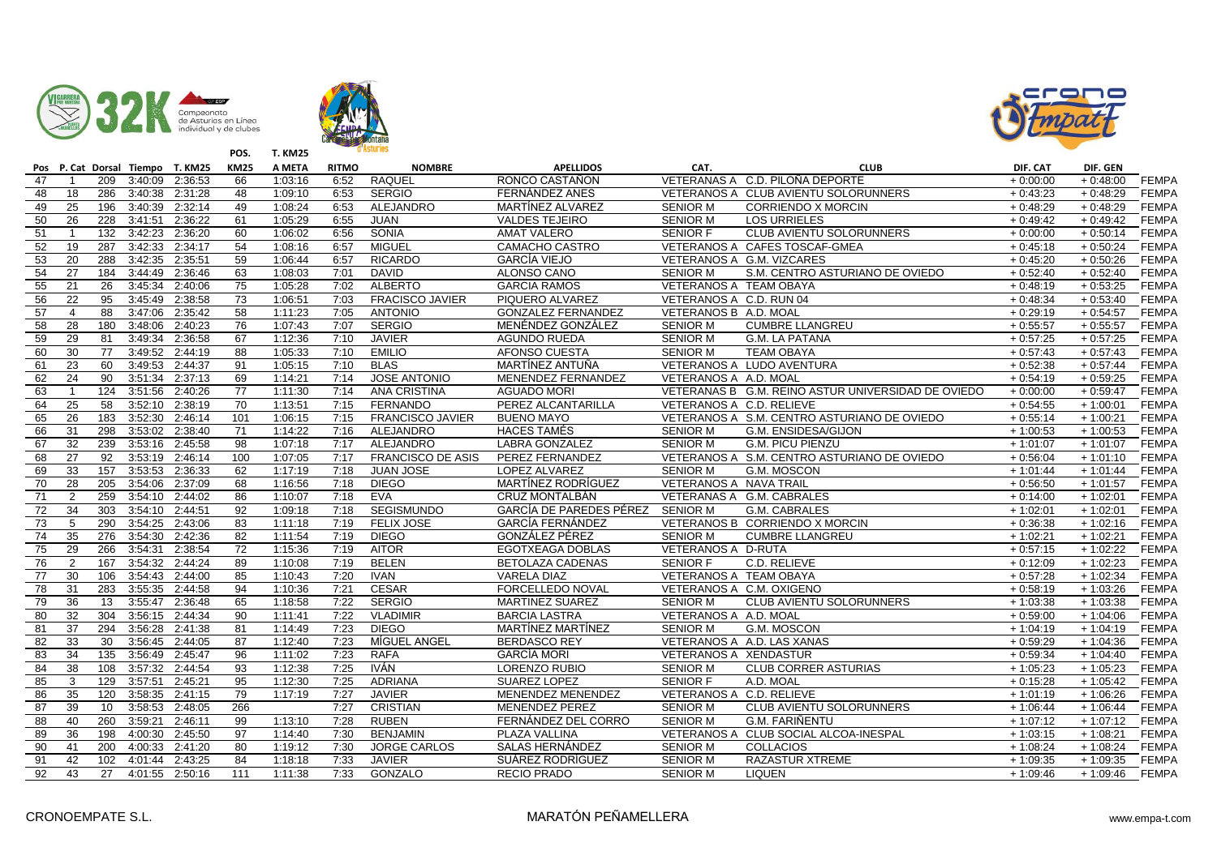| Pos | P. Cat | Dorsal | Tiempo | T. KM25 | POS. KM25 | T. KM25 A META | RITMO | NOMBRE | APELLIDOS | CAT. | CLUB | DIF. CAT | DIF. GEN | |
|---|---|---|---|---|---|---|---|---|---|---|---|---|---|---|
| 47 | 1 | 209 | 3:40:09 | 2:36:53 | 66 | 1:03:16 | 6:52 | RAQUEL | RONCO CASTAÑÓN | VETERANAS A | C.D. PILOÑA DEPORTE | + 0:00:00 | + 0:48:00 | FEMPA |
| 48 | 18 | 286 | 3:40:38 | 2:31:28 | 48 | 1:09:10 | 6:53 | SERGIO | FERNÁNDEZ ANES | VETERANOS A | CLUB AVIENTU SOLORUNNERS | + 0:43:23 | + 0:48:29 | FEMPA |
| 49 | 25 | 196 | 3:40:39 | 2:32:14 | 49 | 1:08:24 | 6:53 | ALEJANDRO | MARTÍNEZ ALVAREZ | SENIOR M | CORRIENDO X MORCIN | + 0:48:29 | + 0:48:29 | FEMPA |
| 50 | 26 | 228 | 3:41:51 | 2:36:22 | 61 | 1:05:29 | 6:55 | JUAN | VALDES TEJEIRO | SENIOR M | LOS URRIELES | + 0:49:42 | + 0:49:42 | FEMPA |
| 51 | 1 | 132 | 3:42:23 | 2:36:20 | 60 | 1:06:02 | 6:56 | SONIA | AMAT VALERO | SENIOR F | CLUB AVIENTU SOLORUNNERS | + 0:00:00 | + 0:50:14 | FEMPA |
| 52 | 19 | 287 | 3:42:33 | 2:34:17 | 54 | 1:08:16 | 6:57 | MIGUEL | CAMACHO CASTRO | VETERANOS A | CAFES TOSCAF-GMEA | + 0:45:18 | + 0:50:24 | FEMPA |
| 53 | 20 | 288 | 3:42:35 | 2:35:51 | 59 | 1:06:44 | 6:57 | RICARDO | GARCÍA VIEJO | VETERANOS A | G.M. VIZCARES | + 0:45:20 | + 0:50:26 | FEMPA |
| 54 | 27 | 184 | 3:44:49 | 2:36:46 | 63 | 1:08:03 | 7:01 | DAVID | ALONSO CANO | SENIOR M | S.M. CENTRO ASTURIANO DE OVIEDO | + 0:52:40 | + 0:52:40 | FEMPA |
| 55 | 21 | 26 | 3:45:34 | 2:40:06 | 75 | 1:05:28 | 7:02 | ALBERTO | GARCIA RAMOS | VETERANOS A | TEAM OBAYA | + 0:48:19 | + 0:53:25 | FEMPA |
| 56 | 22 | 95 | 3:45:49 | 2:38:58 | 73 | 1:06:51 | 7:03 | FRACISCO JAVIER | PIQUERO ALVAREZ | VETERANOS A | C.D. RUN 04 | + 0:48:34 | + 0:53:40 | FEMPA |
| 57 | 4 | 88 | 3:47:06 | 2:35:42 | 58 | 1:11:23 | 7:05 | ANTONIO | GONZALEZ FERNANDEZ | VETERANOS B | A.D. MOAL | + 0:29:19 | + 0:54:57 | FEMPA |
| 58 | 28 | 180 | 3:48:06 | 2:40:23 | 76 | 1:07:43 | 7:07 | SERGIO | MENÉNDEZ GONZÁLEZ | SENIOR M | CUMBRE LLANGREU | + 0:55:57 | + 0:55:57 | FEMPA |
| 59 | 29 | 81 | 3:49:34 | 2:36:58 | 67 | 1:12:36 | 7:10 | JAVIER | AGUNDO RUEDA | SENIOR M | G.M. LA PATANA | + 0:57:25 | + 0:57:25 | FEMPA |
| 60 | 30 | 77 | 3:49:52 | 2:44:19 | 88 | 1:05:33 | 7:10 | EMILIO | AFONSO CUESTA | SENIOR M | TEAM OBAYA | + 0:57:43 | + 0:57:43 | FEMPA |
| 61 | 23 | 60 | 3:49:53 | 2:44:37 | 91 | 1:05:15 | 7:10 | BLAS | MARTÍNEZ ANTUÑA | VETERANOS A | LUDO AVENTURA | + 0:52:38 | + 0:57:44 | FEMPA |
| 62 | 24 | 90 | 3:51:34 | 2:37:13 | 69 | 1:14:21 | 7:14 | JOSE ANTONIO | MENENDEZ FERNANDEZ | VETERANOS A | A.D. MOAL | + 0:54:19 | + 0:59:25 | FEMPA |
| 63 | 1 | 124 | 3:51:56 | 2:40:26 | 77 | 1:11:30 | 7:14 | ANA CRISTINA | AGUADO MORI | VETERANAS B | G.M. REINO ASTUR UNIVERSIDAD DE OVIEDO | + 0:00:00 | + 0:59:47 | FEMPA |
| 64 | 25 | 58 | 3:52:10 | 2:38:19 | 70 | 1:13:51 | 7:15 | FERNANDO | PEREZ ALCANTARILLA | VETERANOS A | C.D. RELIEVE | + 0:54:55 | + 1:00:01 | FEMPA |
| 65 | 26 | 183 | 3:52:30 | 2:46:14 | 101 | 1:06:15 | 7:15 | FRANCISCO JAVIER | BUENO MAYO | VETERANOS A | S.M. CENTRO ASTURIANO DE OVIEDO | + 0:55:14 | + 1:00:21 | FEMPA |
| 66 | 31 | 298 | 3:53:02 | 2:38:40 | 71 | 1:14:22 | 7:16 | ALEJANDRO | HACES TAMÉS | SENIOR M | G.M. ENSIDESA/GIJON | + 1:00:53 | + 1:00:53 | FEMPA |
| 67 | 32 | 239 | 3:53:16 | 2:45:58 | 98 | 1:07:18 | 7:17 | ALEJANDRO | LABRA GONZALEZ | SENIOR M | G.M. PICU PIENZU | + 1:01:07 | + 1:01:07 | FEMPA |
| 68 | 27 | 92 | 3:53:19 | 2:46:14 | 100 | 1:07:05 | 7:17 | FRANCISCO DE ASIS | PEREZ FERNANDEZ | VETERANOS A | S.M. CENTRO ASTURIANO DE OVIEDO | + 0:56:04 | + 1:01:10 | FEMPA |
| 69 | 33 | 157 | 3:53:53 | 2:36:33 | 62 | 1:17:19 | 7:18 | JUAN JOSE | LOPEZ ALVAREZ | SENIOR M | G.M. MOSCON | + 1:01:44 | + 1:01:44 | FEMPA |
| 70 | 28 | 205 | 3:54:06 | 2:37:09 | 68 | 1:16:56 | 7:18 | DIEGO | MARTÍNEZ RODRÍGUEZ | VETERANOS A | NAVA TRAIL | + 0:56:50 | + 1:01:57 | FEMPA |
| 71 | 2 | 259 | 3:54:10 | 2:44:02 | 86 | 1:10:07 | 7:18 | EVA | CRUZ MONTALBÁN | VETERANAS A | G.M. CABRALES | + 0:14:00 | + 1:02:01 | FEMPA |
| 72 | 34 | 303 | 3:54:10 | 2:44:51 | 92 | 1:09:18 | 7:18 | SEGISMUNDO | GARCÍA DE PAREDES PÉREZ | SENIOR M | G.M. CABRALES | + 1:02:01 | + 1:02:01 | FEMPA |
| 73 | 5 | 290 | 3:54:25 | 2:43:06 | 83 | 1:11:18 | 7:19 | FELIX JOSE | GARCÍA FERNÁNDEZ | VETERANOS B | CORRIENDO X MORCIN | + 0:36:38 | + 1:02:16 | FEMPA |
| 74 | 35 | 276 | 3:54:30 | 2:42:36 | 82 | 1:11:54 | 7:19 | DIEGO | GONZÁLEZ PÉREZ | SENIOR M | CUMBRE LLANGREU | + 1:02:21 | + 1:02:21 | FEMPA |
| 75 | 29 | 266 | 3:54:31 | 2:38:54 | 72 | 1:15:36 | 7:19 | AITOR | EGOTXEAGA DOBLAS | VETERANOS A | D-RUTA | + 0:57:15 | + 1:02:22 | FEMPA |
| 76 | 2 | 167 | 3:54:32 | 2:44:24 | 89 | 1:10:08 | 7:19 | BELEN | BETOLAZA CADENAS | SENIOR F | C.D. RELIEVE | + 0:12:09 | + 1:02:23 | FEMPA |
| 77 | 30 | 106 | 3:54:43 | 2:44:00 | 85 | 1:10:43 | 7:20 | IVAN | VARELA DIAZ | VETERANOS A | TEAM OBAYA | + 0:57:28 | + 1:02:34 | FEMPA |
| 78 | 31 | 283 | 3:55:35 | 2:44:58 | 94 | 1:10:36 | 7:21 | CESAR | FORCELLEDO NOVAL | VETERANOS A | C.M. OXIGENO | + 0:58:19 | + 1:03:26 | FEMPA |
| 79 | 36 | 13 | 3:55:47 | 2:36:48 | 65 | 1:18:58 | 7:22 | SERGIO | MARTINEZ SUAREZ | SENIOR M | CLUB AVIENTU SOLORUNNERS | + 1:03:38 | + 1:03:38 | FEMPA |
| 80 | 32 | 304 | 3:56:15 | 2:44:34 | 90 | 1:11:41 | 7:22 | VLADIMIR | BARCIA LASTRA | VETERANOS A | A.D. MOAL | + 0:59:00 | + 1:04:06 | FEMPA |
| 81 | 37 | 294 | 3:56:28 | 2:41:38 | 81 | 1:14:49 | 7:23 | DIEGO | MARTÍNEZ MARTÍNEZ | SENIOR M | G.M. MOSCON | + 1:04:19 | + 1:04:19 | FEMPA |
| 82 | 33 | 30 | 3:56:45 | 2:44:05 | 87 | 1:12:40 | 7:23 | MÍGUEL ANGEL | BERDASCO REY | VETERANOS A | A.D. LAS XANAS | + 0:59:29 | + 1:04:36 | FEMPA |
| 83 | 34 | 135 | 3:56:49 | 2:45:47 | 96 | 1:11:02 | 7:23 | RAFA | GARCÍA MORI | VETERANOS A | XENDASTUR | + 0:59:34 | + 1:04:40 | FEMPA |
| 84 | 38 | 108 | 3:57:32 | 2:44:54 | 93 | 1:12:38 | 7:25 | IVÁN | LORENZO RUBIO | SENIOR M | CLUB CORRER ASTURIAS | + 1:05:23 | + 1:05:23 | FEMPA |
| 85 | 3 | 129 | 3:57:51 | 2:45:21 | 95 | 1:12:30 | 7:25 | ADRIANA | SUAREZ LOPEZ | SENIOR F | A.D. MOAL | + 0:15:28 | + 1:05:42 | FEMPA |
| 86 | 35 | 120 | 3:58:35 | 2:41:15 | 79 | 1:17:19 | 7:27 | JAVIER | MENENDEZ MENENDEZ | VETERANOS A | C.D. RELIEVE | + 1:01:19 | + 1:06:26 | FEMPA |
| 87 | 39 | 10 | 3:58:53 | 2:48:05 | 266 | | 7:27 | CRISTIAN | MENENDEZ PEREZ | SENIOR M | CLUB AVIENTU SOLORUNNERS | + 1:06:44 | + 1:06:44 | FEMPA |
| 88 | 40 | 260 | 3:59:21 | 2:46:11 | 99 | 1:13:10 | 7:28 | RUBEN | FERNÁNDEZ DEL CORRO | SENIOR M | G.M. FARIÑENTU | + 1:07:12 | + 1:07:12 | FEMPA |
| 89 | 36 | 198 | 4:00:30 | 2:45:50 | 97 | 1:14:40 | 7:30 | BENJAMIN | PLAZA VALLINA | VETERANOS A | CLUB SOCIAL ALCOA-INESPAL | + 1:03:15 | + 1:08:21 | FEMPA |
| 90 | 41 | 200 | 4:00:33 | 2:41:20 | 80 | 1:19:12 | 7:30 | JORGE CARLOS | SALAS HERNÁNDEZ | SENIOR M | COLLACIOS | + 1:08:24 | + 1:08:24 | FEMPA |
| 91 | 42 | 102 | 4:01:44 | 2:43:25 | 84 | 1:18:18 | 7:33 | JAVIER | SUÁREZ RODRÍGUEZ | SENIOR M | RAZASTUR XTREME | + 1:09:35 | + 1:09:35 | FEMPA |
| 92 | 43 | 27 | 4:01:55 | 2:50:16 | 111 | 1:11:38 | 7:33 | GONZALO | RECIO PRADO | SENIOR M | LIQUEN | + 1:09:46 | + 1:09:46 | FEMPA |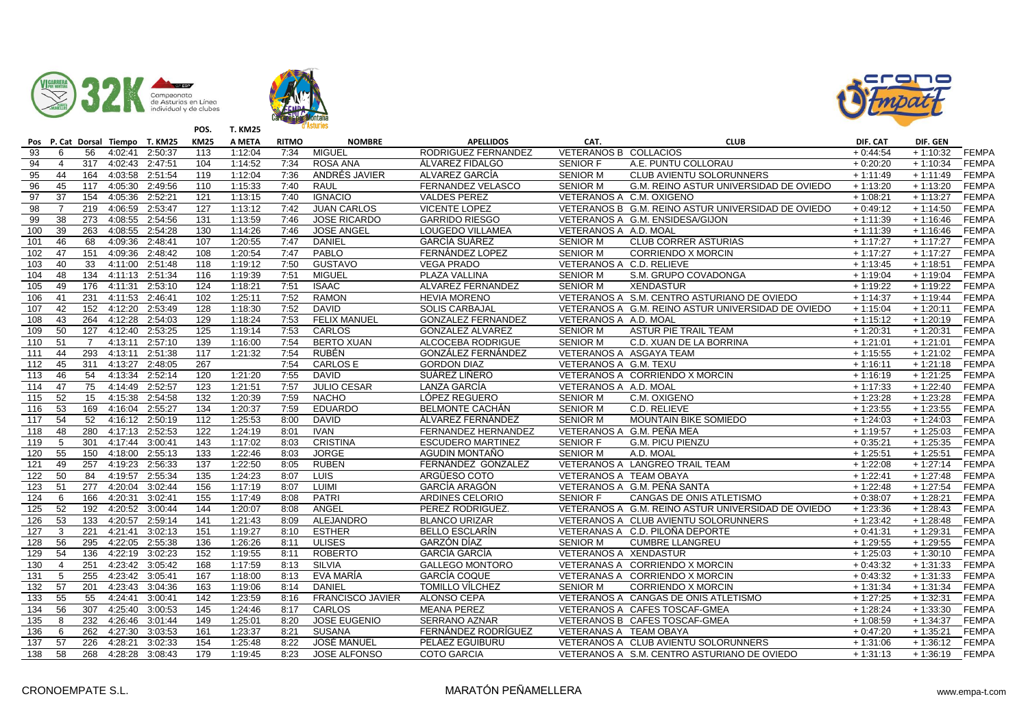| Pos | P. Cat | Dorsal | Tiempo | T. KM25 | POS. KM25 | T. KM25 A META | RITMO | NOMBRE | APELLIDOS | CAT. | CLUB | DIF. CAT | DIF. GEN | |
|---|---|---|---|---|---|---|---|---|---|---|---|---|---|---|
| 93 | 6 | 56 | 4:02:41 | 2:50:37 | 113 | 1:12:04 | 7:34 | MIGUEL | RODRIGUEZ FERNANDEZ | VETERANOS B | COLLACIOS | + 0:44:54 | + 1:10:32 | FEMPA |
| 94 | 4 | 317 | 4:02:43 | 2:47:51 | 104 | 1:14:52 | 7:34 | ROSA ANA | ÁLVAREZ FIDALGO | SENIOR F | A.E. PUNTU COLLORAU | + 0:20:20 | + 1:10:34 | FEMPA |
| 95 | 44 | 164 | 4:03:58 | 2:51:54 | 119 | 1:12:04 | 7:36 | ANDRÉS JAVIER | ALVAREZ GARCÍA | SENIOR M | CLUB AVIENTU SOLORUNNERS | + 1:11:49 | + 1:11:49 | FEMPA |
| 96 | 45 | 117 | 4:05:30 | 2:49:56 | 110 | 1:15:33 | 7:40 | RAUL | FERNANDEZ VELASCO | SENIOR M | G.M. REINO ASTUR UNIVERSIDAD DE OVIEDO | + 1:13:20 | + 1:13:20 | FEMPA |
| 97 | 37 | 154 | 4:05:36 | 2:52:21 | 121 | 1:13:15 | 7:40 | IGNACIO | VALDES PEREZ | VETERANOS A | C.M. OXIGENO | + 1:08:21 | + 1:13:27 | FEMPA |
| 98 | 7 | 219 | 4:06:59 | 2:53:47 | 127 | 1:13:12 | 7:42 | JUAN CARLOS | VICENTE LOPEZ | VETERANOS B | G.M. REINO ASTUR UNIVERSIDAD DE OVIEDO | + 0:49:12 | + 1:14:50 | FEMPA |
| 99 | 38 | 273 | 4:08:55 | 2:54:56 | 131 | 1:13:59 | 7:46 | JOSE RICARDO | GARRIDO RIESGO | VETERANOS A | G.M. ENSIDESA/GIJON | + 1:11:39 | + 1:16:46 | FEMPA |
| 100 | 39 | 263 | 4:08:55 | 2:54:28 | 130 | 1:14:26 | 7:46 | JOSE ANGEL | LOUGEDO VILLAMEA | VETERANOS A | A.D. MOAL | + 1:11:39 | + 1:16:46 | FEMPA |
| 101 | 46 | 68 | 4:09:36 | 2:48:41 | 107 | 1:20:55 | 7:47 | DANIEL | GARCÍA SUÁREZ | SENIOR M | CLUB CORRER ASTURIAS | + 1:17:27 | + 1:17:27 | FEMPA |
| 102 | 47 | 151 | 4:09:36 | 2:48:42 | 108 | 1:20:54 | 7:47 | PABLO | FERNÁNDEZ LOPEZ | SENIOR M | CORRIENDO X MORCIN | + 1:17:27 | + 1:17:27 | FEMPA |
| 103 | 40 | 33 | 4:11:00 | 2:51:48 | 118 | 1:19:12 | 7:50 | GUSTAVO | VEGA PRADO | VETERANOS A | C.D. RELIEVE | + 1:13:45 | + 1:18:51 | FEMPA |
| 104 | 48 | 134 | 4:11:13 | 2:51:34 | 116 | 1:19:39 | 7:51 | MIGUEL | PLAZA VALLINA | SENIOR M | S.M. GRUPO COVADONGA | + 1:19:04 | + 1:19:04 | FEMPA |
| 105 | 49 | 176 | 4:11:31 | 2:53:10 | 124 | 1:18:21 | 7:51 | ISAAC | ALVAREZ FERNANDEZ | SENIOR M | XENDASTUR | + 1:19:22 | + 1:19:22 | FEMPA |
| 106 | 41 | 231 | 4:11:53 | 2:46:41 | 102 | 1:25:11 | 7:52 | RAMON | HEVIA MORENO | VETERANOS A | S.M. CENTRO ASTURIANO DE OVIEDO | + 1:14:37 | + 1:19:44 | FEMPA |
| 107 | 42 | 152 | 4:12:20 | 2:53:49 | 128 | 1:18:30 | 7:52 | DAVID | SOLIS CARBAJAL | VETERANOS A | G.M. REINO ASTUR UNIVERSIDAD DE OVIEDO | + 1:15:04 | + 1:20:11 | FEMPA |
| 108 | 43 | 264 | 4:12:28 | 2:54:03 | 129 | 1:18:24 | 7:53 | FELIX MANUEL | GONZALEZ FERNANDEZ | VETERANOS A | A.D. MOAL | + 1:15:12 | + 1:20:19 | FEMPA |
| 109 | 50 | 127 | 4:12:40 | 2:53:25 | 125 | 1:19:14 | 7:53 | CARLOS | GONZALEZ ALVAREZ | SENIOR M | ASTUR PIE TRAIL TEAM | + 1:20:31 | + 1:20:31 | FEMPA |
| 110 | 51 | 7 | 4:13:11 | 2:57:10 | 139 | 1:16:00 | 7:54 | BERTO XUAN | ALCOCEBA RODRIGUE | SENIOR M | C.D. XUAN DE LA BORRINA | + 1:21:01 | + 1:21:01 | FEMPA |
| 111 | 44 | 293 | 4:13:11 | 2:51:38 | 117 | 1:21:32 | 7:54 | RUBÉN | GONZÁLEZ FERNÁNDEZ | VETERANOS A | ASGAYA TEAM | + 1:15:55 | + 1:21:02 | FEMPA |
| 112 | 45 | 311 | 4:13:27 | 2:48:05 | 267 | | 7:54 | CARLOS E | GORDON DIAZ | VETERANOS A | G.M. TEXU | + 1:16:11 | + 1:21:18 | FEMPA |
| 113 | 46 | 54 | 4:13:34 | 2:52:14 | 120 | 1:21:20 | 7:55 | DAVID | SUÁREZ LINERO | VETERANOS A | CORRIENDO X MORCIN | + 1:16:19 | + 1:21:25 | FEMPA |
| 114 | 47 | 75 | 4:14:49 | 2:52:57 | 123 | 1:21:51 | 7:57 | JULIO CESAR | LANZA GARCÍA | VETERANOS A | A.D. MOAL | + 1:17:33 | + 1:22:40 | FEMPA |
| 115 | 52 | 15 | 4:15:38 | 2:54:58 | 132 | 1:20:39 | 7:59 | NACHO | LÓPEZ REGUERO | SENIOR M | C.M. OXIGENO | + 1:23:28 | + 1:23:28 | FEMPA |
| 116 | 53 | 169 | 4:16:04 | 2:55:27 | 134 | 1:20:37 | 7:59 | EDUARDO | BELMONTE CACHÁN | SENIOR M | C.D. RELIEVE | + 1:23:55 | + 1:23:55 | FEMPA |
| 117 | 54 | 52 | 4:16:12 | 2:50:19 | 112 | 1:25:53 | 8:00 | DAVID | ÁLVAREZ FERNÁNDEZ | SENIOR M | MOUNTAIN BIKE SOMIEDO | + 1:24:03 | + 1:24:03 | FEMPA |
| 118 | 48 | 280 | 4:17:13 | 2:52:53 | 122 | 1:24:19 | 8:01 | IVAN | FERNANDEZ HERNANDEZ | VETERANOS A | G.M. PEÑA MEA | + 1:19:57 | + 1:25:03 | FEMPA |
| 119 | 5 | 301 | 4:17:44 | 3:00:41 | 143 | 1:17:02 | 8:03 | CRISTINA | ESCUDERO MARTINEZ | SENIOR F | G.M. PICU PIENZU | + 0:35:21 | + 1:25:35 | FEMPA |
| 120 | 55 | 150 | 4:18:00 | 2:55:13 | 133 | 1:22:46 | 8:03 | JORGE | AGUDIN MONTAÑO | SENIOR M | A.D. MOAL | + 1:25:51 | + 1:25:51 | FEMPA |
| 121 | 49 | 257 | 4:19:23 | 2:56:33 | 137 | 1:22:50 | 8:05 | RUBEN | FERNÁNDEZ GONZALEZ | VETERANOS A | LANGREO TRAIL TEAM | + 1:22:08 | + 1:27:14 | FEMPA |
| 122 | 50 | 84 | 4:19:57 | 2:55:34 | 135 | 1:24:23 | 8:07 | LUIS | ARGÜESO COTO | VETERANOS A | TEAM OBAYA | + 1:22:41 | + 1:27:48 | FEMPA |
| 123 | 51 | 277 | 4:20:04 | 3:02:44 | 156 | 1:17:19 | 8:07 | LUIMI | GARCÍA ARAGÓN | VETERANOS A | G.M. PEÑA SANTA | + 1:22:48 | + 1:27:54 | FEMPA |
| 124 | 6 | 166 | 4:20:31 | 3:02:41 | 155 | 1:17:49 | 8:08 | PATRI | ARDINES CELORIO | SENIOR F | CANGAS DE ONIS ATLETISMO | + 0:38:07 | + 1:28:21 | FEMPA |
| 125 | 52 | 192 | 4:20:52 | 3:00:44 | 144 | 1:20:07 | 8:08 | ANGEL | PEREZ RODRIGUEZ. | VETERANOS A | G.M. REINO ASTUR UNIVERSIDAD DE OVIEDO | + 1:23:36 | + 1:28:43 | FEMPA |
| 126 | 53 | 133 | 4:20:57 | 2:59:14 | 141 | 1:21:43 | 8:09 | ALEJANDRO | BLANCO URIZAR | VETERANOS A | CLUB AVIENTU SOLORUNNERS | + 1:23:42 | + 1:28:48 | FEMPA |
| 127 | 3 | 221 | 4:21:41 | 3:02:13 | 151 | 1:19:27 | 8:10 | ESTHER | BELLO ESCLARÍN | VETERANAS A | C.D. PILOÑA DEPORTE | + 0:41:31 | + 1:29:31 | FEMPA |
| 128 | 56 | 295 | 4:22:05 | 2:55:38 | 136 | 1:26:26 | 8:11 | ULISES | GARZÓN DÍAZ | SENIOR M | CUMBRE LLANGREU | + 1:29:55 | + 1:29:55 | FEMPA |
| 129 | 54 | 136 | 4:22:19 | 3:02:23 | 152 | 1:19:55 | 8:11 | ROBERTO | GARCÍA GARCÍA | VETERANOS A | XENDASTUR | + 1:25:03 | + 1:30:10 | FEMPA |
| 130 | 4 | 251 | 4:23:42 | 3:05:42 | 168 | 1:17:59 | 8:13 | SILVIA | GALLEGO MONTORO | VETERANAS A | CORRIENDO X MORCIN | + 0:43:32 | + 1:31:33 | FEMPA |
| 131 | 5 | 255 | 4:23:42 | 3:05:41 | 167 | 1:18:00 | 8:13 | EVA MARÍA | GARCÍA COQUE | VETERANAS A | CORRIENDO X MORCIN | + 0:43:32 | + 1:31:33 | FEMPA |
| 132 | 57 | 201 | 4:23:43 | 3:04:36 | 163 | 1:19:06 | 8:14 | DANIEL | TOMILLO VÍLCHEZ | SENIOR M | CORRIENDO X MORCIN | + 1:31:34 | + 1:31:34 | FEMPA |
| 133 | 55 | 55 | 4:24:41 | 3:00:41 | 142 | 1:23:59 | 8:16 | FRANCISCO JAVIER | ALONSO CEPA | VETERANOS A | CANGAS DE ONIS ATLETISMO | + 1:27:25 | + 1:32:31 | FEMPA |
| 134 | 56 | 307 | 4:25:40 | 3:00:53 | 145 | 1:24:46 | 8:17 | CARLOS | MEANA PEREZ | VETERANOS A | CAFES TOSCAF-GMEA | + 1:28:24 | + 1:33:30 | FEMPA |
| 135 | 8 | 232 | 4:26:46 | 3:01:44 | 149 | 1:25:01 | 8:20 | JOSE EUGENIO | SERRANO AZNAR | VETERANOS B | CAFES TOSCAF-GMEA | + 1:08:59 | + 1:34:37 | FEMPA |
| 136 | 6 | 262 | 4:27:30 | 3:03:53 | 161 | 1:23:37 | 8:21 | SUSANA | FERNÁNDEZ RODRÍGUEZ | VETERANAS A | TEAM OBAYA | + 0:47:20 | + 1:35:21 | FEMPA |
| 137 | 57 | 226 | 4:28:21 | 3:02:33 | 154 | 1:25:48 | 8:22 | JOSÉ MANUEL | PELÁEZ EGUIBURU | VETERANOS A | CLUB AVIENTU SOLORUNNERS | + 1:31:06 | + 1:36:12 | FEMPA |
| 138 | 58 | 268 | 4:28:28 | 3:08:43 | 179 | 1:19:45 | 8:23 | JOSE ALFONSO | COTO GARCIA | VETERANOS A | S.M. CENTRO ASTURIANO DE OVIEDO | + 1:31:13 | + 1:36:19 | FEMPA |

CRONOEMPATE S.L. MARATÓN PEÑAMELLERA www.empa-t.com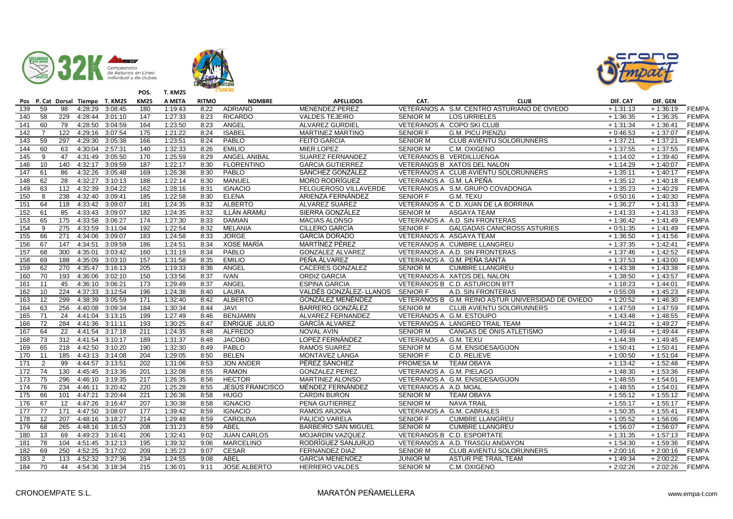| Pos | P. Cat | Dorsal | Tiempo | T. KM25 | POS. KM25 | T. KM25 A META | RITMO | NOMBRE | APELLIDOS | CAT. | CLUB | DIF. CAT | DIF. GEN | |
|---|---|---|---|---|---|---|---|---|---|---|---|---|---|---|
| 139 | 59 | 98 | 4:28:29 | 3:08:45 | 180 | 1:19:43 | 8:22 | ADRIANO | MENENDEZ PEREZ | VETERANOS A | S.M. CENTRO ASTURIANO DE OVIEDO | + 1:31:13 | + 1:36:19 | FEMPA |
| 140 | 58 | 229 | 4:28:44 | 3:01:10 | 147 | 1:27:33 | 8:23 | RICARDO | VALDES TEJEIRO | SENIOR M | LOS URRIELES | + 1:36:35 | + 1:36:35 | FEMPA |
| 141 | 60 | 79 | 4:28:50 | 3:04:59 | 164 | 1:23:50 | 8:23 | ANGEL | ALVAREZ GURDIEL | VETERANOS A | COPO SKI CLUB | + 1:31:34 | + 1:36:41 | FEMPA |
| 142 | 7 | 122 | 4:29:16 | 3:07:54 | 175 | 1:21:22 | 8:24 | ISABEL | MARTINEZ MARTINO | SENIOR F | G.M. PICU PIENZU | + 0:46:53 | + 1:37:07 | FEMPA |
| 143 | 59 | 297 | 4:29:30 | 3:05:38 | 166 | 1:23:51 | 8:24 | PABLO | FEITO GARCIA | SENIOR M | CLUB AVIENTU SOLORUNNERS | + 1:37:21 | + 1:37:21 | FEMPA |
| 144 | 60 | 63 | 4:30:04 | 2:57:31 | 140 | 1:32:33 | 8:26 | EMILIO | MIER LOPEZ | SENIOR M | C.M. OXIGENO | + 1:37:55 | + 1:37:55 | FEMPA |
| 145 | 9 | 47 | 4:31:49 | 3:05:50 | 170 | 1:25:59 | 8:29 | ANGEL ANIBAL | SUAREZ FERNANDEZ | VETERANOS B | VERDILLUENGA | + 1:14:02 | + 1:39:40 | FEMPA |
| 146 | 10 | 140 | 4:32:17 | 3:09:59 | 187 | 1:22:17 | 8:30 | FLORENTINO | GARCIA GUTIERREZ | VETERANOS B | XATOS DEL NALON | + 1:14:29 | + 1:40:07 | FEMPA |
| 147 | 61 | 86 | 4:32:26 | 3:05:48 | 169 | 1:26:38 | 8:30 | PABLO | SÁNCHEZ GONZÁLEZ | VETERANOS A | CLUB AVIENTU SOLORUNNERS | + 1:35:11 | + 1:40:17 | FEMPA |
| 148 | 62 | 28 | 4:32:27 | 3:10:13 | 188 | 1:22:14 | 8:30 | MANUEL | MORO RODRÍGUEZ | VETERANOS A | G.M. LA PEÑA | + 1:35:12 | + 1:40:18 | FEMPA |
| 149 | 63 | 112 | 4:32:39 | 3:04:22 | 162 | 1:28:16 | 8:31 | IGNACIO | FELGUEROSO VILLAVERDE | VETERANOS A | S.M. GRUPO COVADONGA | + 1:35:23 | + 1:40:29 | FEMPA |
| 150 | 8 | 238 | 4:32:40 | 3:09:41 | 185 | 1:22:58 | 8:30 | ELENA | ARIENZA FERNÁNDEZ | SENIOR F | G.M. TEXU | + 0:50:16 | + 1:40:30 | FEMPA |
| 151 | 64 | 118 | 4:33:42 | 3:09:07 | 181 | 1:24:35 | 8:32 | ALBERTO | ALVAREZ SUAREZ | VETERANOS A | C.D. XUAN DE LA BORRINA | + 1:36:27 | + 1:41:33 | FEMPA |
| 152 | 61 | 85 | 4:33:43 | 3:09:07 | 182 | 1:24:35 | 8:32 | ILLÁN ARAMU | SIERRA GONZÁLEZ | SENIOR M | ASGAYA TEAM | + 1:41:33 | + 1:41:33 | FEMPA |
| 153 | 65 | 175 | 4:33:58 | 3:06:27 | 174 | 1:27:30 | 8:33 | DAMIAN | MACIAS ALONSO | VETERANOS A | A.D. SIN FRONTERAS | + 1:36:42 | + 1:41:49 | FEMPA |
| 154 | 9 | 275 | 4:33:59 | 3:11:04 | 192 | 1:22:54 | 8:32 | MELANIA | CILLERO GARCÍA | SENIOR F | GALGADAS CANICROSS ASTURIES | + 0:51:35 | + 1:41:49 | FEMPA |
| 155 | 66 | 271 | 4:34:06 | 3:09:07 | 183 | 1:24:58 | 8:33 | JORGE | GARCÍA DORADO | VETERANOS A | ASGAYA TEAM | + 1:36:50 | + 1:41:56 | FEMPA |
| 156 | 67 | 147 | 4:34:51 | 3:09:59 | 186 | 1:24:51 | 8:34 | XOSE MARÍA | MARTÍNEZ PÉREZ | VETERANOS A | CUMBRE LLANGREU | + 1:37:35 | + 1:42:41 | FEMPA |
| 157 | 68 | 300 | 4:35:01 | 3:03:42 | 160 | 1:31:19 | 8:34 | PABLO | GONZALEZ ALVAREZ | VETERANOS A | A.D. SIN FRONTERAS | + 1:37:46 | + 1:42:52 | FEMPA |
| 158 | 69 | 188 | 4:35:09 | 3:03:10 | 157 | 1:31:58 | 8:35 | EMILIO | PEÑA ÁLVAREZ | VETERANOS A | G.M. PEÑA SANTA | + 1:37:53 | + 1:43:00 | FEMPA |
| 159 | 62 | 270 | 4:35:47 | 3:16:13 | 205 | 1:19:33 | 8:36 | ANGEL | CACERES GONZALEZ | SENIOR M | CUMBRE LLANGREU | + 1:43:38 | + 1:43:38 | FEMPA |
| 160 | 70 | 193 | 4:36:06 | 3:02:10 | 150 | 1:33:56 | 8:37 | IVAN | ORDIZ GARCIA | VETERANOS A | XATOS DEL NALON | + 1:38:50 | + 1:43:57 | FEMPA |
| 161 | 11 | 45 | 4:36:10 | 3:06:21 | 173 | 1:29:49 | 8:37 | ANGEL | ESPINA GARCIA | VETERANOS B | C.D. ASTURCON BTT | + 1:18:23 | + 1:44:01 | FEMPA |
| 162 | 10 | 224 | 4:37:33 | 3:12:54 | 196 | 1:24:38 | 8:40 | LAURA | VALDÉS GONZÁLEZ- LLANOS | SENIOR F | A.D. SIN FRONTERAS | + 0:55:09 | + 1:45:23 | FEMPA |
| 163 | 12 | 299 | 4:38:39 | 3:05:59 | 171 | 1:32:40 | 8:42 | ALBERTO | GONZÁLEZ MENÉNDEZ | VETERANOS B | G.M. REINO ASTUR UNIVERSIDAD DE OVIEDO | + 1:20:52 | + 1:46:30 | FEMPA |
| 164 | 63 | 256 | 4:40:08 | 3:09:34 | 184 | 1:30:34 | 8:44 | JAVI | BARRERO GONZÁLEZ | SENIOR M | CLUB AVIENTU SOLORUNNERS | + 1:47:59 | + 1:47:59 | FEMPA |
| 165 | 71 | 24 | 4:41:04 | 3:13:15 | 199 | 1:27:49 | 8:46 | BENJAMIN | ALVAREZ FERNANDEZ | VETERANOS A | G.M. ESTOUPO | + 1:43:48 | + 1:48:55 | FEMPA |
| 166 | 72 | 284 | 4:41:36 | 3:11:11 | 193 | 1:30:25 | 8:47 | ENRIQUE JULIO | GARCÍA ALVAREZ | VETERANOS A | LANGREO TRAIL TEAM | + 1:44:21 | + 1:49:27 | FEMPA |
| 167 | 64 | 22 | 4:41:54 | 3:17:18 | 211 | 1:24:35 | 8:48 | ALFREDO | NOVAL AVIN | SENIOR M | CANGAS DE ONIS ATLETISMO | + 1:49:44 | + 1:49:44 | FEMPA |
| 168 | 73 | 312 | 4:41:54 | 3:10:17 | 189 | 1:31:37 | 8:48 | JACOBO | LOPEZ FERNÁNDEZ | VETERANOS A | G.M. TEXU | + 1:44:39 | + 1:49:45 | FEMPA |
| 169 | 65 | 218 | 4:42:50 | 3:10:20 | 190 | 1:32:30 | 8:49 | PABLO | RAMOS SUAREZ | SENIOR M | G.M. ENSIDESA/GIJON | + 1:50:41 | + 1:50:41 | FEMPA |
| 170 | 11 | 185 | 4:43:13 | 3:14:08 | 204 | 1:29:05 | 8:50 | BELEN | MONTAVEZ LANGA | SENIOR F | C.D. RELIEVE | + 1:00:50 | + 1:51:04 | FEMPA |
| 171 | 2 | 99 | 4:44:57 | 3:13:51 | 202 | 1:31:06 | 8:53 | JON ANDER | PÉREZ SÁNCHEZ | PROMESA M | TEAM OBAYA | + 1:13:42 | + 1:52:48 | FEMPA |
| 172 | 74 | 130 | 4:45:45 | 3:13:36 | 201 | 1:32:08 | 8:55 | RAMON | GONZALEZ PEREZ | VETERANOS A | G.M. PIELAGO | + 1:48:30 | + 1:53:36 | FEMPA |
| 173 | 75 | 296 | 4:46:10 | 3:19:35 | 217 | 1:26:35 | 8:56 | HECTOR | MARTINEZ ALONSO | VETERANOS A | G.M. ENSIDESA/GIJON | + 1:48:55 | + 1:54:01 | FEMPA |
| 174 | 76 | 234 | 4:46:11 | 3:20:42 | 220 | 1:25:28 | 8:55 | JESÚS FRANCISCO | MÉNDEZ FERNÁNDEZ | VETERANOS A | A.D. MOAL | + 1:48:55 | + 1:54:01 | FEMPA |
| 175 | 66 | 101 | 4:47:21 | 3:20:44 | 221 | 1:26:36 | 8:58 | HUGO | CARDIN BURON | SENIOR M | TEAM OBAYA | + 1:55:12 | + 1:55:12 | FEMPA |
| 176 | 67 | 12 | 4:47:26 | 3:16:47 | 207 | 1:30:38 | 8:58 | IGNACIO | PENA GUTIERREZ | SENIOR M | NAVA TRAIL | + 1:55:17 | + 1:55:17 | FEMPA |
| 177 | 77 | 171 | 4:47:50 | 3:08:07 | 177 | 1:39:42 | 8:59 | IGNACIO | RAMOS ARJONA | VETERANOS A | G.M. CABRALES | + 1:50:35 | + 1:55:41 | FEMPA |
| 178 | 12 | 207 | 4:48:16 | 3:18:27 | 214 | 1:29:48 | 8:59 | CAROLINA | PALICIO VARELA | SENIOR F | CUMBRE LLANGREU | + 1:05:52 | + 1:56:06 | FEMPA |
| 179 | 68 | 265 | 4:48:16 | 3:16:53 | 208 | 1:31:23 | 8:59 | ABEL | BARBEIRO SAN MIGUEL | SENIOR M | CUMBRE LLANGREU | + 1:56:07 | + 1:56:07 | FEMPA |
| 180 | 13 | 69 | 4:49:23 | 3:16:41 | 206 | 1:32:41 | 9:02 | JUAN CARLOS | MOJARDIN VAZQUEZ | VETERANOS B | C.D. ESPORTATE | + 1:31:35 | + 1:57:13 | FEMPA |
| 181 | 78 | 104 | 4:51:45 | 3:12:13 | 195 | 1:39:32 | 9:06 | MARCELINO | RODRÍGUEZ SANJURJO | VETERANOS A | A.D. TRASGU ANDAYON | + 1:54:30 | + 1:59:36 | FEMPA |
| 182 | 69 | 250 | 4:52:25 | 3:17:02 | 209 | 1:35:23 | 9:07 | CESAR | FERNANDEZ DIAZ | SENIOR M | CLUB AVIENTU SOLORUNNERS | + 2:00:16 | + 2:00:16 | FEMPA |
| 183 | 2 | 113 | 4:52:32 | 3:27:36 | 234 | 1:24:55 | 9:08 | ABEL | GARCIA MENENDEZ | JUNIOR M | ASTUR PIE TRAIL TEAM | + 1:49:34 | + 2:00:22 | FEMPA |
| 184 | 70 | 44 | 4:54:36 | 3:18:34 | 215 | 1:36:01 | 9:11 | JOSE ALBERTO | HERRERO VALDES | SENIOR M | C.M. OXIGENO | + 2:02:26 | + 2:02:26 | FEMPA |

CRONOEMPATE S.L. MARATÓN PEÑAMELLERA www.empa-t.com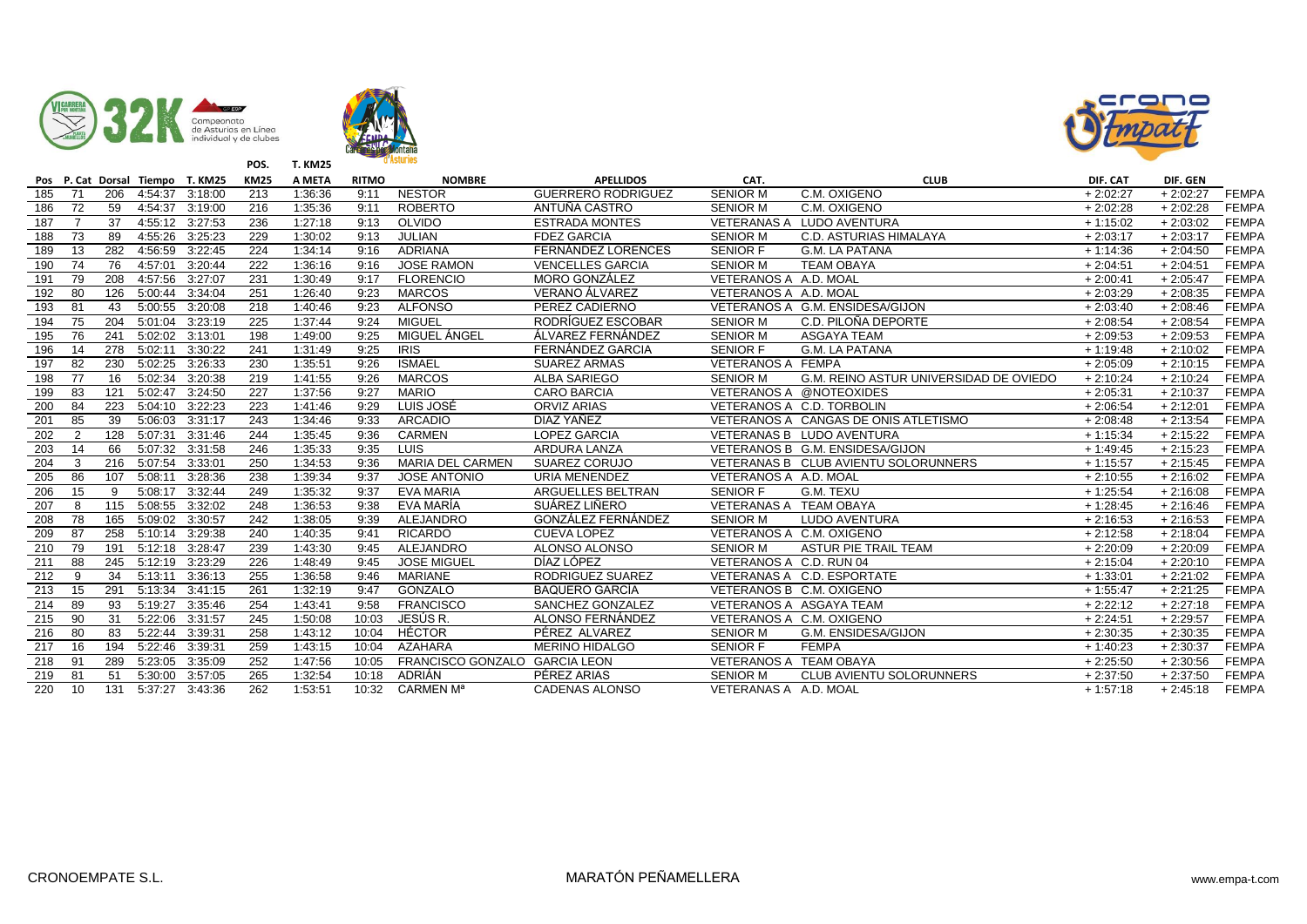| Pos | P. Cat | Dorsal | Tiempo | T. KM25 | POS. KM25 | T. KM25 A META | RITMO | NOMBRE | APELLIDOS | CAT. | CLUB | DIF. CAT | DIF. GEN | |
|---|---|---|---|---|---|---|---|---|---|---|---|---|---|---|
| 185 | 71 | 206 | 4:54:37 | 3:18:00 | 213 | 1:36:36 | 9:11 | NESTOR | GUERRERO RODRIGUEZ | SENIOR M | C.M. OXIGENO | + 2:02:27 | + 2:02:27 | FEMPA |
| 186 | 72 | 59 | 4:54:37 | 3:19:00 | 216 | 1:35:36 | 9:11 | ROBERTO | ANTUÑA CASTRO | SENIOR M | C.M. OXIGENO | + 2:02:28 | + 2:02:28 | FEMPA |
| 187 | 7 | 37 | 4:55:12 | 3:27:53 | 236 | 1:27:18 | 9:13 | OLVIDO | ESTRADA MONTES | VETERANAS A | LUDO AVENTURA | + 1:15:02 | + 2:03:02 | FEMPA |
| 188 | 73 | 89 | 4:55:26 | 3:25:23 | 229 | 1:30:02 | 9:13 | JULIAN | FDEZ GARCIA | SENIOR M | C.D. ASTURIAS HIMALAYA | + 2:03:17 | + 2:03:17 | FEMPA |
| 189 | 13 | 282 | 4:56:59 | 3:22:45 | 224 | 1:34:14 | 9:16 | ADRIANA | FERNÁNDEZ LORENCES | SENIOR F | G.M. LA PATANA | + 1:14:36 | + 2:04:50 | FEMPA |
| 190 | 74 | 76 | 4:57:01 | 3:20:44 | 222 | 1:36:16 | 9:16 | JOSE RAMON | VENCELLES GARCIA | SENIOR M | TEAM OBAYA | + 2:04:51 | + 2:04:51 | FEMPA |
| 191 | 79 | 208 | 4:57:56 | 3:27:07 | 231 | 1:30:49 | 9:17 | FLORENCIO | MORO GONZÁLEZ | VETERANOS A | A.D. MOAL | + 2:00:41 | + 2:05:47 | FEMPA |
| 192 | 80 | 126 | 5:00:44 | 3:34:04 | 251 | 1:26:40 | 9:23 | MARCOS | VERANO ÁLVAREZ | VETERANOS A | A.D. MOAL | + 2:03:29 | + 2:08:35 | FEMPA |
| 193 | 81 | 43 | 5:00:55 | 3:20:08 | 218 | 1:40:46 | 9:23 | ALFONSO | PEREZ CADIERNO | VETERANOS A | G.M. ENSIDESA/GIJON | + 2:03:40 | + 2:08:46 | FEMPA |
| 194 | 75 | 204 | 5:01:04 | 3:23:19 | 225 | 1:37:44 | 9:24 | MIGUEL | RODRÍGUEZ ESCOBAR | SENIOR M | C.D. PILOÑA DEPORTE | + 2:08:54 | + 2:08:54 | FEMPA |
| 195 | 76 | 241 | 5:02:02 | 3:13:01 | 198 | 1:49:00 | 9:25 | MIGUEL ÁNGEL | ÁLVAREZ FERNÁNDEZ | SENIOR M | ASGAYA TEAM | + 2:09:53 | + 2:09:53 | FEMPA |
| 196 | 14 | 278 | 5:02:11 | 3:30:22 | 241 | 1:31:49 | 9:25 | IRIS | FERNÁNDEZ GARCIA | SENIOR F | G.M. LA PATANA | + 1:19:48 | + 2:10:02 | FEMPA |
| 197 | 82 | 230 | 5:02:25 | 3:26:33 | 230 | 1:35:51 | 9:26 | ISMAEL | SUAREZ ARMAS | VETERANOS A | FEMPA | + 2:05:09 | + 2:10:15 | FEMPA |
| 198 | 77 | 16 | 5:02:34 | 3:20:38 | 219 | 1:41:55 | 9:26 | MARCOS | ALBA SARIEGO | SENIOR M | G.M. REINO ASTUR UNIVERSIDAD DE OVIEDO | + 2:10:24 | + 2:10:24 | FEMPA |
| 199 | 83 | 121 | 5:02:47 | 3:24:50 | 227 | 1:37:56 | 9:27 | MARIO | CARO BARCIA | VETERANOS A | @NOTEOXIDES | + 2:05:31 | + 2:10:37 | FEMPA |
| 200 | 84 | 223 | 5:04:10 | 3:22:23 | 223 | 1:41:46 | 9:29 | LUIS JOSÉ | ORVIZ ARIAS | VETERANOS A | C.D. TORBOLIN | + 2:06:54 | + 2:12:01 | FEMPA |
| 201 | 85 | 39 | 5:06:03 | 3:31:17 | 243 | 1:34:46 | 9:33 | ARCADIO | DIAZ YAÑEZ | VETERANOS A | CANGAS DE ONIS ATLETISMO | + 2:08:48 | + 2:13:54 | FEMPA |
| 202 | 2 | 128 | 5:07:31 | 3:31:46 | 244 | 1:35:45 | 9:36 | CARMEN | LOPEZ GARCIA | VETERANAS B | LUDO AVENTURA | + 1:15:34 | + 2:15:22 | FEMPA |
| 203 | 14 | 66 | 5:07:32 | 3:31:58 | 246 | 1:35:33 | 9:35 | LUIS | ARDURA LANZA | VETERANOS B | G.M. ENSIDESA/GIJON | + 1:49:45 | + 2:15:23 | FEMPA |
| 204 | 3 | 216 | 5:07:54 | 3:33:01 | 250 | 1:34:53 | 9:36 | MARIA DEL CARMEN | SUAREZ CORUJO | VETERANAS B | CLUB AVIENTU SOLORUNNERS | + 1:15:57 | + 2:15:45 | FEMPA |
| 205 | 86 | 107 | 5:08:11 | 3:28:36 | 238 | 1:39:34 | 9:37 | JOSE ANTONIO | URIA MENENDEZ | VETERANOS A | A.D. MOAL | + 2:10:55 | + 2:16:02 | FEMPA |
| 206 | 15 | 9 | 5:08:17 | 3:32:44 | 249 | 1:35:32 | 9:37 | EVA MARIA | ARGUELLES BELTRAN | SENIOR F | G.M. TEXU | + 1:25:54 | + 2:16:08 | FEMPA |
| 207 | 8 | 115 | 5:08:55 | 3:32:02 | 248 | 1:36:53 | 9:38 | EVA MARÍA | SUÁREZ LIÑERO | VETERANAS A | TEAM OBAYA | + 1:28:45 | + 2:16:46 | FEMPA |
| 208 | 78 | 165 | 5:09:02 | 3:30:57 | 242 | 1:38:05 | 9:39 | ALEJANDRO | GONZÁLEZ FERNÁNDEZ | SENIOR M | LUDO AVENTURA | + 2:16:53 | + 2:16:53 | FEMPA |
| 209 | 87 | 258 | 5:10:14 | 3:29:38 | 240 | 1:40:35 | 9:41 | RICARDO | CUEVA LOPEZ | VETERANOS A | C.M. OXIGENO | + 2:12:58 | + 2:18:04 | FEMPA |
| 210 | 79 | 191 | 5:12:18 | 3:28:47 | 239 | 1:43:30 | 9:45 | ALEJANDRO | ALONSO ALONSO | SENIOR M | ASTUR PIE TRAIL TEAM | + 2:20:09 | + 2:20:09 | FEMPA |
| 211 | 88 | 245 | 5:12:19 | 3:23:29 | 226 | 1:48:49 | 9:45 | JOSE MIGUEL | DÍAZ LÓPEZ | VETERANOS A | C.D. RUN 04 | + 2:15:04 | + 2:20:10 | FEMPA |
| 212 | 9 | 34 | 5:13:11 | 3:36:13 | 255 | 1:36:58 | 9:46 | MARIANE | RODRIGUEZ SUAREZ | VETERANAS A | C.D. ESPORTATE | + 1:33:01 | + 2:21:02 | FEMPA |
| 213 | 15 | 291 | 5:13:34 | 3:41:15 | 261 | 1:32:19 | 9:47 | GONZALO | BAQUERO GARCÍA | VETERANOS B | C.M. OXIGENO | + 1:55:47 | + 2:21:25 | FEMPA |
| 214 | 89 | 93 | 5:19:27 | 3:35:46 | 254 | 1:43:41 | 9:58 | FRANCISCO | SANCHEZ GONZALEZ | VETERANOS A | ASGAYA TEAM | + 2:22:12 | + 2:27:18 | FEMPA |
| 215 | 90 | 31 | 5:22:06 | 3:31:57 | 245 | 1:50:08 | 10:03 | JESÚS R. | ALONSO FERNÁNDEZ | VETERANOS A | C.M. OXIGENO | + 2:24:51 | + 2:29:57 | FEMPA |
| 216 | 80 | 83 | 5:22:44 | 3:39:31 | 258 | 1:43:12 | 10:04 | HÉCTOR | PÉREZ ALVAREZ | SENIOR M | G.M. ENSIDESA/GIJON | + 2:30:35 | + 2:30:35 | FEMPA |
| 217 | 16 | 194 | 5:22:46 | 3:39:31 | 259 | 1:43:15 | 10:04 | AZAHARA | MERINO HIDALGO | SENIOR F | FEMPA | + 1:40:23 | + 2:30:37 | FEMPA |
| 218 | 91 | 289 | 5:23:05 | 3:35:09 | 252 | 1:47:56 | 10:05 | FRANCISCO GONZALO | GARCIA LEON | VETERANOS A | TEAM OBAYA | + 2:25:50 | + 2:30:56 | FEMPA |
| 219 | 81 | 51 | 5:30:00 | 3:57:05 | 265 | 1:32:54 | 10:18 | ADRIÁN | PÉREZ ARIAS | SENIOR M | CLUB AVIENTU SOLORUNNERS | + 2:37:50 | + 2:37:50 | FEMPA |
| 220 | 10 | 131 | 5:37:27 | 3:43:36 | 262 | 1:53:51 | 10:32 | CARMEN Mª | CADENAS ALONSO | VETERANAS A | A.D. MOAL | + 1:57:18 | + 2:45:18 | FEMPA |